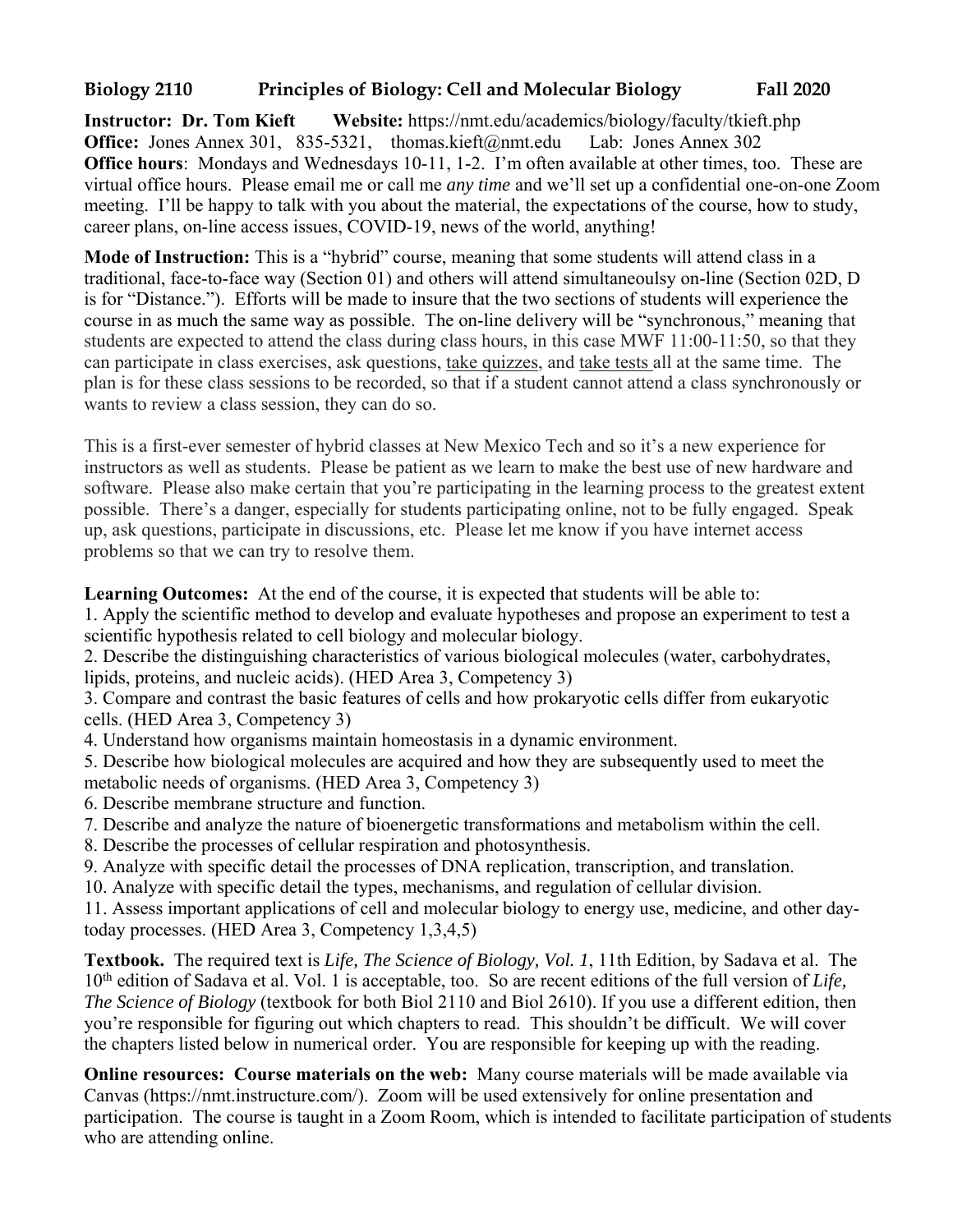**Biology 2110 Principles of Biology: Cell and Molecular Biology Fall 2020**

**Instructor: Dr. Tom Kieft** **Website:** https://nmt.edu/academics/biology/faculty/tkieft.php
**Office:** Jones Annex 301, 835-5321, thomas.kieft@nmt.edu Lab: Jones Annex 302
**Office hours**: Mondays and Wednesdays 10-11, 1-2. I'm often available at other times, too. These are virtual office hours. Please email me or call me *any time* and we'll set up a confidential one-on-one Zoom meeting. I'll be happy to talk with you about the material, the expectations of the course, how to study, career plans, on-line access issues, COVID-19, news of the world, anything!

**Mode of Instruction:** This is a "hybrid" course, meaning that some students will attend class in a traditional, face-to-face way (Section 01) and others will attend simultaneoulsy on-line (Section 02D, D is for "Distance."). Efforts will be made to insure that the two sections of students will experience the course in as much the same way as possible. The on-line delivery will be "synchronous," meaning that students are expected to attend the class during class hours, in this case MWF 11:00-11:50, so that they can participate in class exercises, ask questions, take quizzes, and take tests all at the same time. The plan is for these class sessions to be recorded, so that if a student cannot attend a class synchronously or wants to review a class session, they can do so.

This is a first-ever semester of hybrid classes at New Mexico Tech and so it's a new experience for instructors as well as students. Please be patient as we learn to make the best use of new hardware and software. Please also make certain that you're participating in the learning process to the greatest extent possible. There's a danger, especially for students participating online, not to be fully engaged. Speak up, ask questions, participate in discussions, etc. Please let me know if you have internet access problems so that we can try to resolve them.

**Learning Outcomes:** At the end of the course, it is expected that students will be able to:
1. Apply the scientific method to develop and evaluate hypotheses and propose an experiment to test a scientific hypothesis related to cell biology and molecular biology.
2. Describe the distinguishing characteristics of various biological molecules (water, carbohydrates, lipids, proteins, and nucleic acids). (HED Area 3, Competency 3)
3. Compare and contrast the basic features of cells and how prokaryotic cells differ from eukaryotic cells. (HED Area 3, Competency 3)
4. Understand how organisms maintain homeostasis in a dynamic environment.
5. Describe how biological molecules are acquired and how they are subsequently used to meet the metabolic needs of organisms. (HED Area 3, Competency 3)
6. Describe membrane structure and function.
7. Describe and analyze the nature of bioenergetic transformations and metabolism within the cell.
8. Describe the processes of cellular respiration and photosynthesis.
9. Analyze with specific detail the processes of DNA replication, transcription, and translation.
10. Analyze with specific detail the types, mechanisms, and regulation of cellular division.
11. Assess important applications of cell and molecular biology to energy use, medicine, and other day-today processes. (HED Area 3, Competency 1,3,4,5)

**Textbook.** The required text is *Life, The Science of Biology, Vol. 1*, 11th Edition, by Sadava et al. The 10th edition of Sadava et al. Vol. 1 is acceptable, too. So are recent editions of the full version of *Life, The Science of Biology* (textbook for both Biol 2110 and Biol 2610). If you use a different edition, then you're responsible for figuring out which chapters to read. This shouldn't be difficult. We will cover the chapters listed below in numerical order. You are responsible for keeping up with the reading.

**Online resources: Course materials on the web:** Many course materials will be made available via Canvas (https://nmt.instructure.com/). Zoom will be used extensively for online presentation and participation. The course is taught in a Zoom Room, which is intended to facilitate participation of students who are attending online.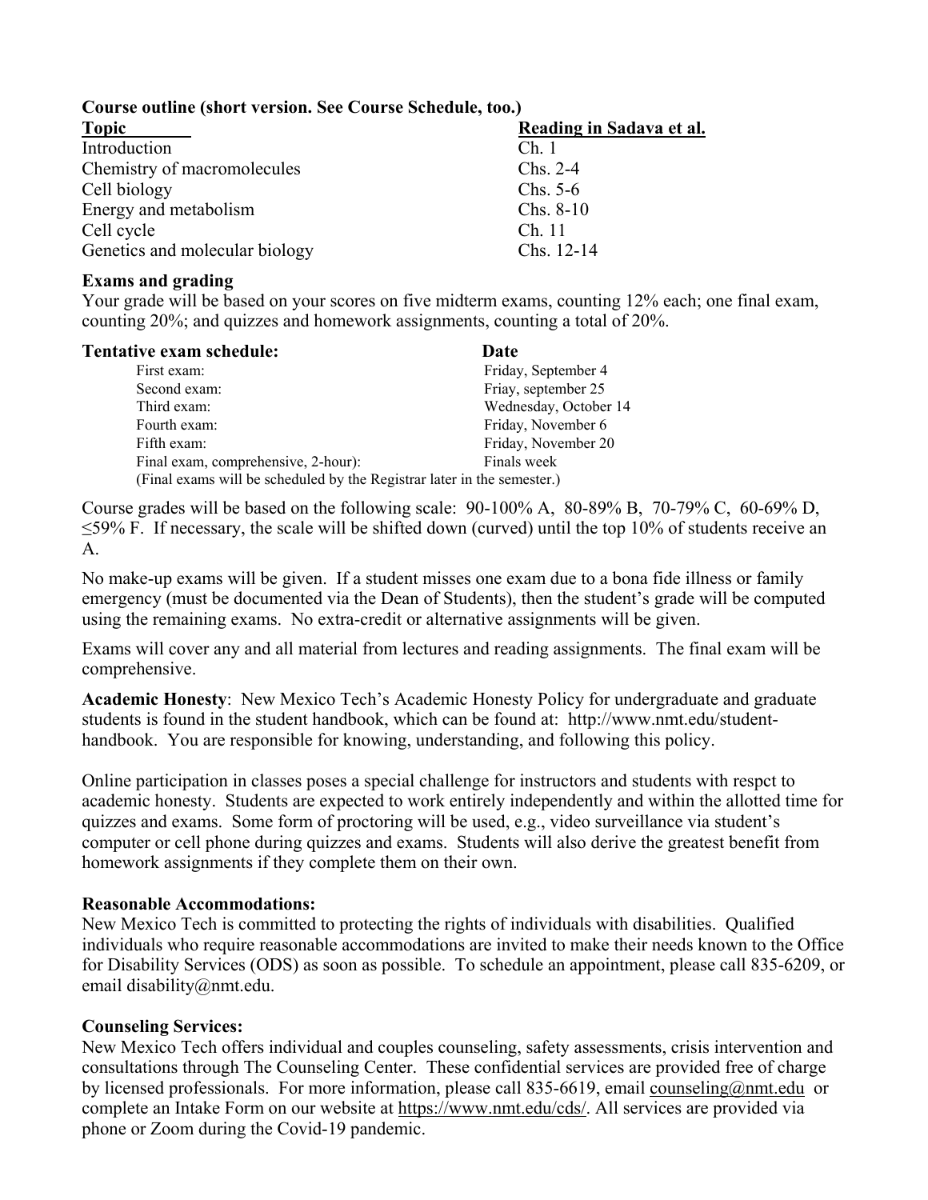**Course outline (short version. See Course Schedule, too.)**

| Topic | Reading in Sadava et al. |
| --- | --- |
| Introduction | Ch. 1 |
| Chemistry of macromolecules | Chs. 2-4 |
| Cell biology | Chs. 5-6 |
| Energy and metabolism | Chs. 8-10 |
| Cell cycle | Ch. 11 |
| Genetics and molecular biology | Chs. 12-14 |

**Exams and grading**

Your grade will be based on your scores on five midterm exams, counting 12% each; one final exam, counting 20%; and quizzes and homework assignments, counting a total of 20%.

| Tentative exam schedule: | Date |
| --- | --- |
| First exam: | Friday, September 4 |
| Second exam: | Friay, september 25 |
| Third exam: | Wednesday, October 14 |
| Fourth exam: | Friday, November 6 |
| Fifth exam: | Friday, November 20 |
| Final exam, comprehensive, 2-hour): | Finals week |

(Final exams will be scheduled by the Registrar later in the semester.)

Course grades will be based on the following scale: 90-100% A, 80-89% B, 70-79% C, 60-69% D, ≤59% F. If necessary, the scale will be shifted down (curved) until the top 10% of students receive an A.

No make-up exams will be given. If a student misses one exam due to a bona fide illness or family emergency (must be documented via the Dean of Students), then the student's grade will be computed using the remaining exams. No extra-credit or alternative assignments will be given.

Exams will cover any and all material from lectures and reading assignments. The final exam will be comprehensive.

**Academic Honesty**: New Mexico Tech's Academic Honesty Policy for undergraduate and graduate students is found in the student handbook, which can be found at: http://www.nmt.edu/student-handbook. You are responsible for knowing, understanding, and following this policy.

Online participation in classes poses a special challenge for instructors and students with respct to academic honesty. Students are expected to work entirely independently and within the allotted time for quizzes and exams. Some form of proctoring will be used, e.g., video surveillance via student's computer or cell phone during quizzes and exams. Students will also derive the greatest benefit from homework assignments if they complete them on their own.

**Reasonable Accommodations:**

New Mexico Tech is committed to protecting the rights of individuals with disabilities. Qualified individuals who require reasonable accommodations are invited to make their needs known to the Office for Disability Services (ODS) as soon as possible. To schedule an appointment, please call 835-6209, or email disability@nmt.edu.

**Counseling Services:**

New Mexico Tech offers individual and couples counseling, safety assessments, crisis intervention and consultations through The Counseling Center. These confidential services are provided free of charge by licensed professionals. For more information, please call 835-6619, email counseling@nmt.edu or complete an Intake Form on our website at https://www.nmt.edu/cds/. All services are provided via phone or Zoom during the Covid-19 pandemic.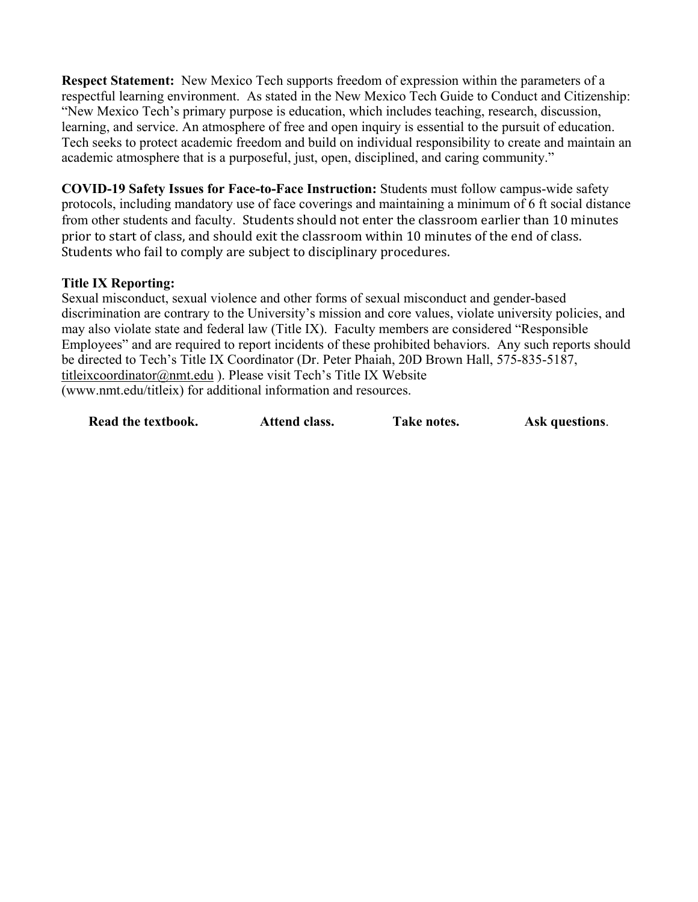**Respect Statement:** New Mexico Tech supports freedom of expression within the parameters of a respectful learning environment. As stated in the New Mexico Tech Guide to Conduct and Citizenship: "New Mexico Tech's primary purpose is education, which includes teaching, research, discussion, learning, and service. An atmosphere of free and open inquiry is essential to the pursuit of education. Tech seeks to protect academic freedom and build on individual responsibility to create and maintain an academic atmosphere that is a purposeful, just, open, disciplined, and caring community."

**COVID-19 Safety Issues for Face-to-Face Instruction:** Students must follow campus-wide safety protocols, including mandatory use of face coverings and maintaining a minimum of 6 ft social distance from other students and faculty. Students should not enter the classroom earlier than 10 minutes prior to start of class, and should exit the classroom within 10 minutes of the end of class. Students who fail to comply are subject to disciplinary procedures.

**Title IX Reporting:**
Sexual misconduct, sexual violence and other forms of sexual misconduct and gender-based discrimination are contrary to the University's mission and core values, violate university policies, and may also violate state and federal law (Title IX). Faculty members are considered "Responsible Employees" and are required to report incidents of these prohibited behaviors. Any such reports should be directed to Tech's Title IX Coordinator (Dr. Peter Phaiah, 20D Brown Hall, 575-835-5187, titleixcoordinator@nmt.edu ). Please visit Tech's Title IX Website (www.nmt.edu/titleix) for additional information and resources.

**Read the textbook.** **Attend class.** **Take notes.** **Ask questions**.